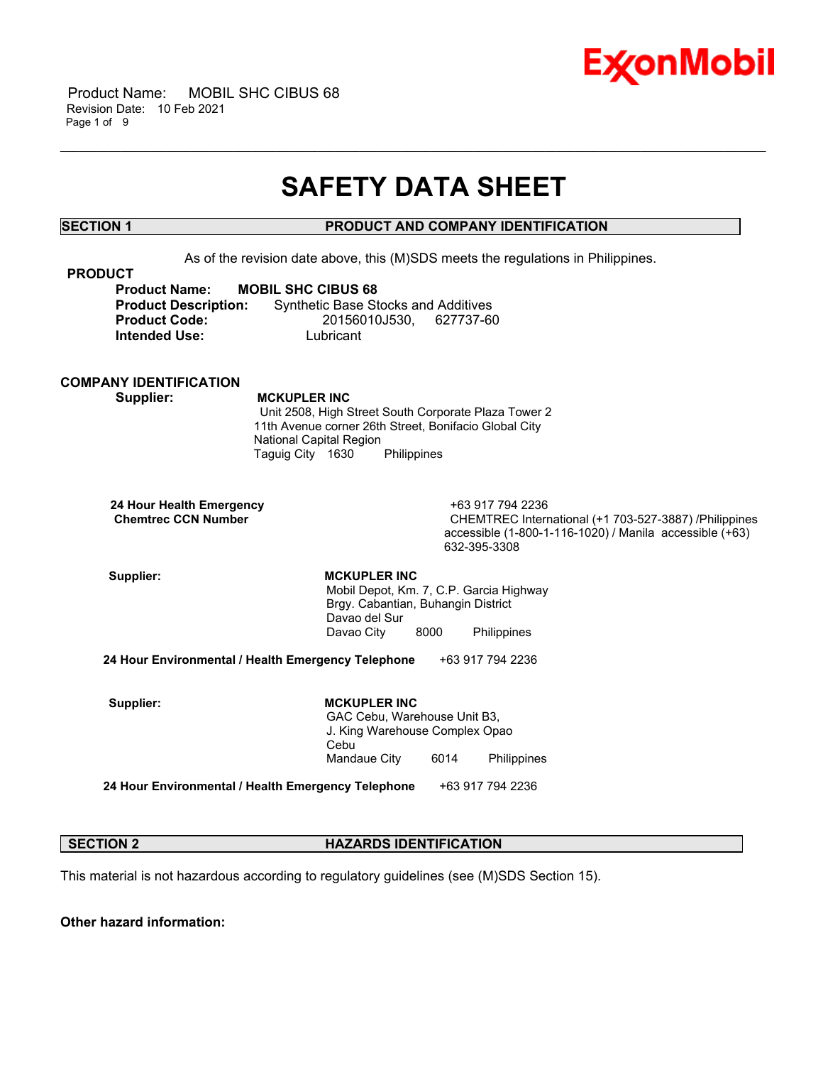# SAFETY DATA SHEET

## SECTION 1 PRODUCT AND COMPANY IDENTIFICATION

As of the revision date above, this (M)SDS meets the regulations in Philippines.

### PRODUCT

**Product Name:** **MOBIL SHC CIBUS 68**
**Product Description:** Synthetic Base Stocks and Additives
**Product Code:** 20156010J530, 627737-60
**Intended Use:** Lubricant

### COMPANY IDENTIFICATION

**Supplier:** **MCKUPLER INC**
Unit 2508, High Street South Corporate Plaza Tower 2
11th Avenue corner 26th Street, Bonifacio Global City
National Capital Region
Taguig City 1630 Philippines

**24 Hour Health Emergency** +63 917 794 2236
**Chemtrec CCN Number** CHEMTREC International (+1 703-527-3887) /Philippines accessible (1-800-1-116-1020) / Manila accessible (+63) 632-395-3308

**Supplier:** **MCKUPLER INC**
Mobil Depot, Km. 7, C.P. Garcia Highway
Brgy. Cabantian, Buhangin District
Davao del Sur
Davao City 8000 Philippines

**24 Hour Environmental / Health Emergency Telephone** +63 917 794 2236

**Supplier:** **MCKUPLER INC**
GAC Cebu, Warehouse Unit B3,
J. King Warehouse Complex Opao
Cebu
Mandaue City 6014 Philippines

**24 Hour Environmental / Health Emergency Telephone** +63 917 794 2236

## SECTION 2 HAZARDS IDENTIFICATION

This material is not hazardous according to regulatory guidelines (see (M)SDS Section 15).

**Other hazard information:**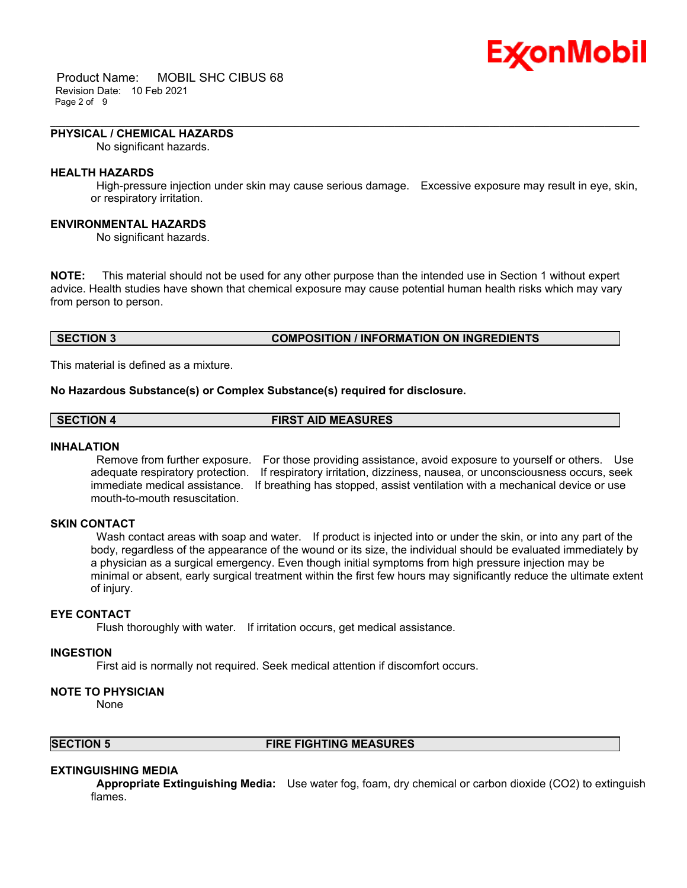### PHYSICAL / CHEMICAL HAZARDS

No significant hazards.

### HEALTH HAZARDS

High-pressure injection under skin may cause serious damage. Excessive exposure may result in eye, skin, or respiratory irritation.

### ENVIRONMENTAL HAZARDS

No significant hazards.

**NOTE:** This material should not be used for any other purpose than the intended use in Section 1 without expert advice. Health studies have shown that chemical exposure may cause potential human health risks which may vary from person to person.

## SECTION 3 COMPOSITION / INFORMATION ON INGREDIENTS

This material is defined as a mixture.

**No Hazardous Substance(s) or Complex Substance(s) required for disclosure.**

## SECTION 4 FIRST AID MEASURES

### INHALATION

Remove from further exposure. For those providing assistance, avoid exposure to yourself or others. Use adequate respiratory protection. If respiratory irritation, dizziness, nausea, or unconsciousness occurs, seek immediate medical assistance. If breathing has stopped, assist ventilation with a mechanical device or use mouth-to-mouth resuscitation.

### SKIN CONTACT

Wash contact areas with soap and water. If product is injected into or under the skin, or into any part of the body, regardless of the appearance of the wound or its size, the individual should be evaluated immediately by a physician as a surgical emergency. Even though initial symptoms from high pressure injection may be minimal or absent, early surgical treatment within the first few hours may significantly reduce the ultimate extent of injury.

### EYE CONTACT

Flush thoroughly with water. If irritation occurs, get medical assistance.

### INGESTION

First aid is normally not required. Seek medical attention if discomfort occurs.

### NOTE TO PHYSICIAN

None

## SECTION 5 FIRE FIGHTING MEASURES

### EXTINGUISHING MEDIA

**Appropriate Extinguishing Media:** Use water fog, foam, dry chemical or carbon dioxide ($CO_2$) to extinguish flames.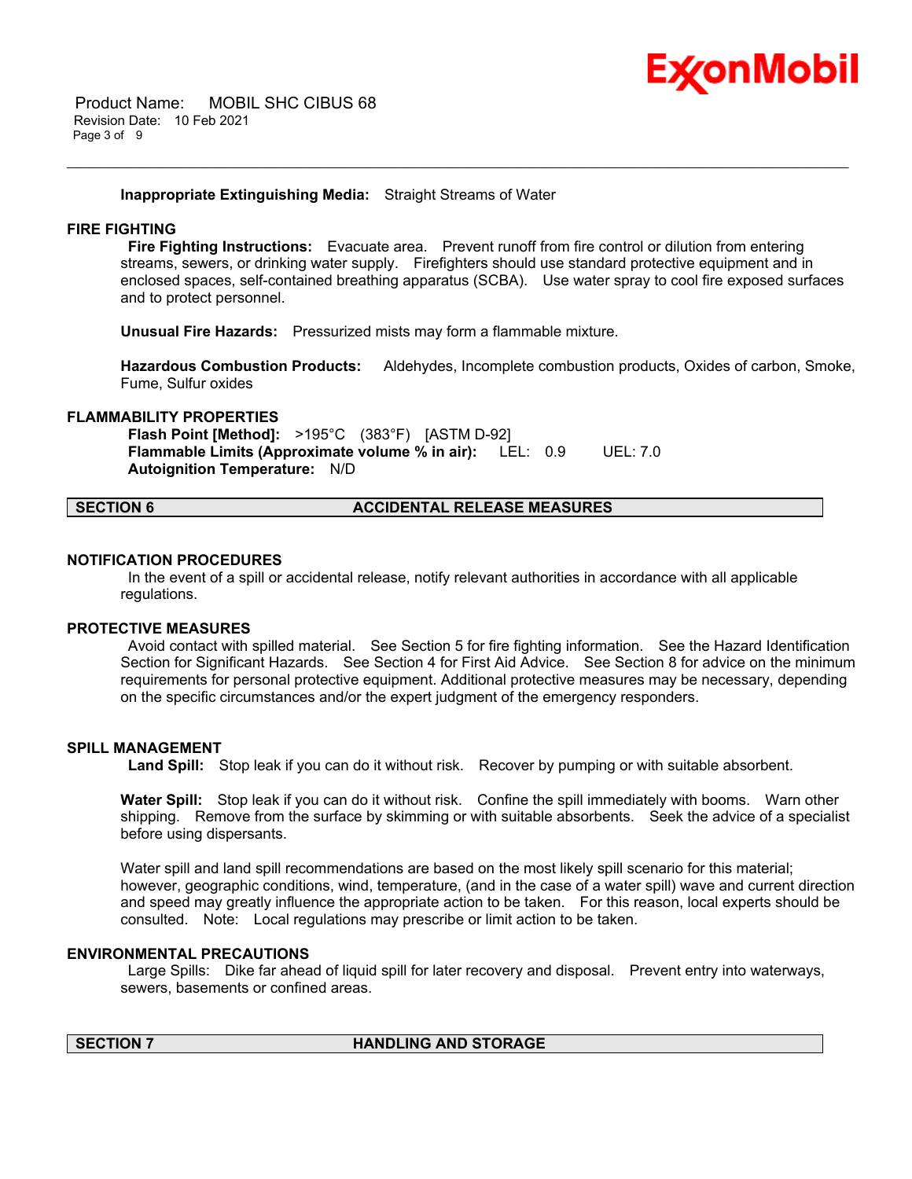**Inappropriate Extinguishing Media:** Straight Streams of Water

### FIRE FIGHTING

**Fire Fighting Instructions:** Evacuate area. Prevent runoff from fire control or dilution from entering streams, sewers, or drinking water supply. Firefighters should use standard protective equipment and in enclosed spaces, self-contained breathing apparatus (SCBA). Use water spray to cool fire exposed surfaces and to protect personnel.

**Unusual Fire Hazards:** Pressurized mists may form a flammable mixture.

**Hazardous Combustion Products:** Aldehydes, Incomplete combustion products, Oxides of carbon, Smoke, Fume, Sulfur oxides

### FLAMMABILITY PROPERTIES

**Flash Point [Method]:** >195°C (383°F) [ASTM D-92]
**Flammable Limits (Approximate volume % in air):** LEL: 0.9 UEL: 7.0
**Autoignition Temperature:** N/D

## SECTION 6 ACCIDENTAL RELEASE MEASURES

### NOTIFICATION PROCEDURES

In the event of a spill or accidental release, notify relevant authorities in accordance with all applicable regulations.

### PROTECTIVE MEASURES

Avoid contact with spilled material. See Section 5 for fire fighting information. See the Hazard Identification Section for Significant Hazards. See Section 4 for First Aid Advice. See Section 8 for advice on the minimum requirements for personal protective equipment. Additional protective measures may be necessary, depending on the specific circumstances and/or the expert judgment of the emergency responders.

### SPILL MANAGEMENT

**Land Spill:** Stop leak if you can do it without risk. Recover by pumping or with suitable absorbent.

**Water Spill:** Stop leak if you can do it without risk. Confine the spill immediately with booms. Warn other shipping. Remove from the surface by skimming or with suitable absorbents. Seek the advice of a specialist before using dispersants.

Water spill and land spill recommendations are based on the most likely spill scenario for this material; however, geographic conditions, wind, temperature, (and in the case of a water spill) wave and current direction and speed may greatly influence the appropriate action to be taken. For this reason, local experts should be consulted. Note: Local regulations may prescribe or limit action to be taken.

### ENVIRONMENTAL PRECAUTIONS

Large Spills: Dike far ahead of liquid spill for later recovery and disposal. Prevent entry into waterways, sewers, basements or confined areas.

## SECTION 7 HANDLING AND STORAGE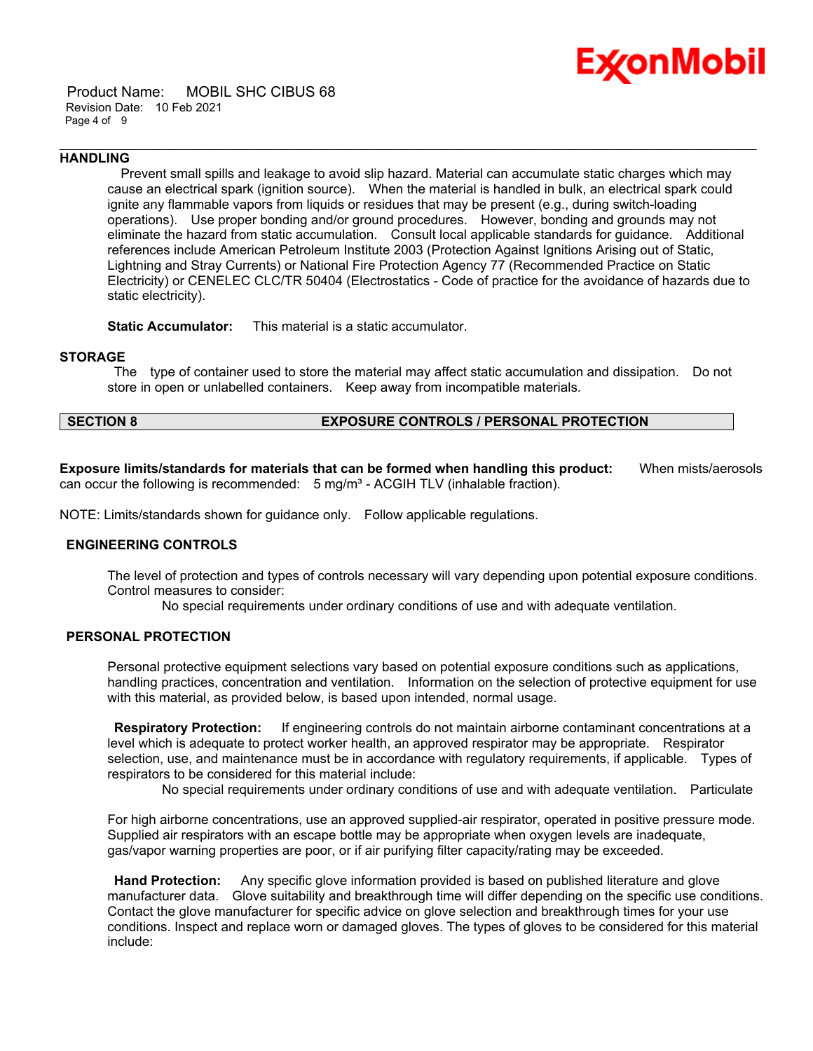### HANDLING

Prevent small spills and leakage to avoid slip hazard. Material can accumulate static charges which may cause an electrical spark (ignition source). When the material is handled in bulk, an electrical spark could ignite any flammable vapors from liquids or residues that may be present (e.g., during switch-loading operations). Use proper bonding and/or ground procedures. However, bonding and grounds may not eliminate the hazard from static accumulation. Consult local applicable standards for guidance. Additional references include American Petroleum Institute 2003 (Protection Against Ignitions Arising out of Static, Lightning and Stray Currents) or National Fire Protection Agency 77 (Recommended Practice on Static Electricity) or CENELEC CLC/TR 50404 (Electrostatics - Code of practice for the avoidance of hazards due to static electricity).

**Static Accumulator:** This material is a static accumulator.

### STORAGE

The type of container used to store the material may affect static accumulation and dissipation. Do not store in open or unlabelled containers. Keep away from incompatible materials.

## SECTION 8 EXPOSURE CONTROLS / PERSONAL PROTECTION

**Exposure limits/standards for materials that can be formed when handling this product:** When mists/aerosols can occur the following is recommended: 5 mg/m³ - ACGIH TLV (inhalable fraction).

NOTE: Limits/standards shown for guidance only. Follow applicable regulations.

### ENGINEERING CONTROLS

The level of protection and types of controls necessary will vary depending upon potential exposure conditions. Control measures to consider:

No special requirements under ordinary conditions of use and with adequate ventilation.

### PERSONAL PROTECTION

Personal protective equipment selections vary based on potential exposure conditions such as applications, handling practices, concentration and ventilation. Information on the selection of protective equipment for use with this material, as provided below, is based upon intended, normal usage.

**Respiratory Protection:** If engineering controls do not maintain airborne contaminant concentrations at a level which is adequate to protect worker health, an approved respirator may be appropriate. Respirator selection, use, and maintenance must be in accordance with regulatory requirements, if applicable. Types of respirators to be considered for this material include:

No special requirements under ordinary conditions of use and with adequate ventilation. Particulate

For high airborne concentrations, use an approved supplied-air respirator, operated in positive pressure mode. Supplied air respirators with an escape bottle may be appropriate when oxygen levels are inadequate, gas/vapor warning properties are poor, or if air purifying filter capacity/rating may be exceeded.

**Hand Protection:** Any specific glove information provided is based on published literature and glove manufacturer data. Glove suitability and breakthrough time will differ depending on the specific use conditions. Contact the glove manufacturer for specific advice on glove selection and breakthrough times for your use conditions. Inspect and replace worn or damaged gloves. The types of gloves to be considered for this material include: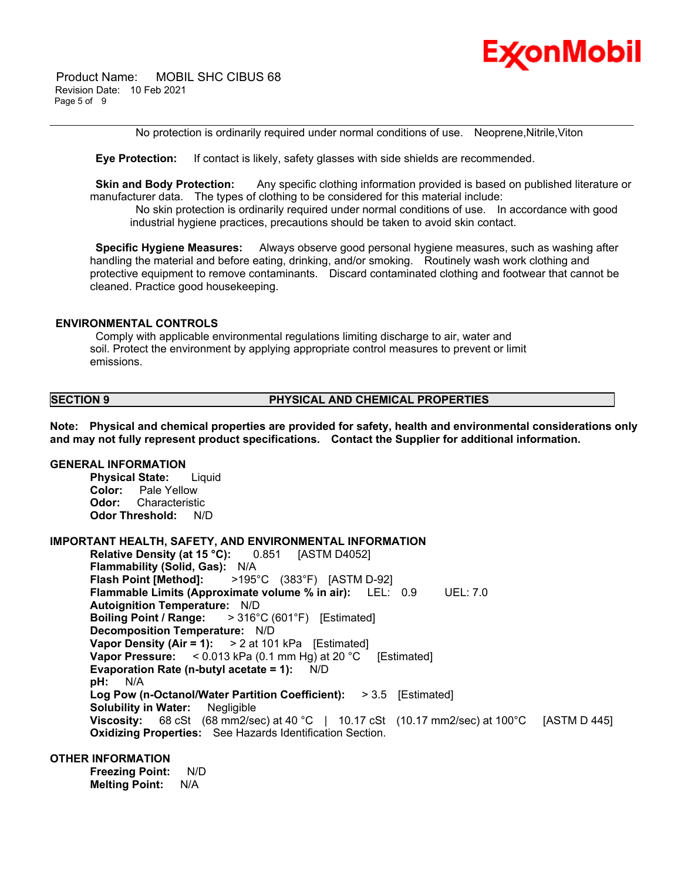No protection is ordinarily required under normal conditions of use. Neoprene,Nitrile,Viton

**Eye Protection:** If contact is likely, safety glasses with side shields are recommended.

**Skin and Body Protection:** Any specific clothing information provided is based on published literature or manufacturer data. The types of clothing to be considered for this material include:

No skin protection is ordinarily required under normal conditions of use. In accordance with good industrial hygiene practices, precautions should be taken to avoid skin contact.

**Specific Hygiene Measures:** Always observe good personal hygiene measures, such as washing after handling the material and before eating, drinking, and/or smoking. Routinely wash work clothing and protective equipment to remove contaminants. Discard contaminated clothing and footwear that cannot be cleaned. Practice good housekeeping.

**ENVIRONMENTAL CONTROLS**

Comply with applicable environmental regulations limiting discharge to air, water and soil. Protect the environment by applying appropriate control measures to prevent or limit emissions.

## SECTION 9 PHYSICAL AND CHEMICAL PROPERTIES

**Note: Physical and chemical properties are provided for safety, health and environmental considerations only and may not fully represent product specifications. Contact the Supplier for additional information.**

**GENERAL INFORMATION**

**Physical State:** Liquid
**Color:** Pale Yellow
**Odor:** Characteristic
**Odor Threshold:** N/D

**IMPORTANT HEALTH, SAFETY, AND ENVIRONMENTAL INFORMATION**

**Relative Density (at 15 °C):** 0.851 [ASTM D4052]
**Flammability (Solid, Gas):** N/A
**Flash Point [Method]:** >195°C (383°F) [ASTM D-92]
**Flammable Limits (Approximate volume % in air):** LEL: 0.9 UEL: 7.0
**Autoignition Temperature:** N/D
**Boiling Point / Range:** > 316°C (601°F) [Estimated]
**Decomposition Temperature:** N/D
**Vapor Density (Air = 1):** > 2 at 101 kPa [Estimated]
**Vapor Pressure:** < 0.013 kPa (0.1 mm Hg) at 20 °C [Estimated]
**Evaporation Rate (n-butyl acetate = 1):** N/D
**pH:** N/A
**Log Pow (n-Octanol/Water Partition Coefficient):** > 3.5 [Estimated]
**Solubility in Water:** Negligible
**Viscosity:** 68 cSt (68 mm2/sec) at 40 °C | 10.17 cSt (10.17 mm2/sec) at 100°C [ASTM D 445]
**Oxidizing Properties:** See Hazards Identification Section.

**OTHER INFORMATION**

**Freezing Point:** N/D
**Melting Point:** N/A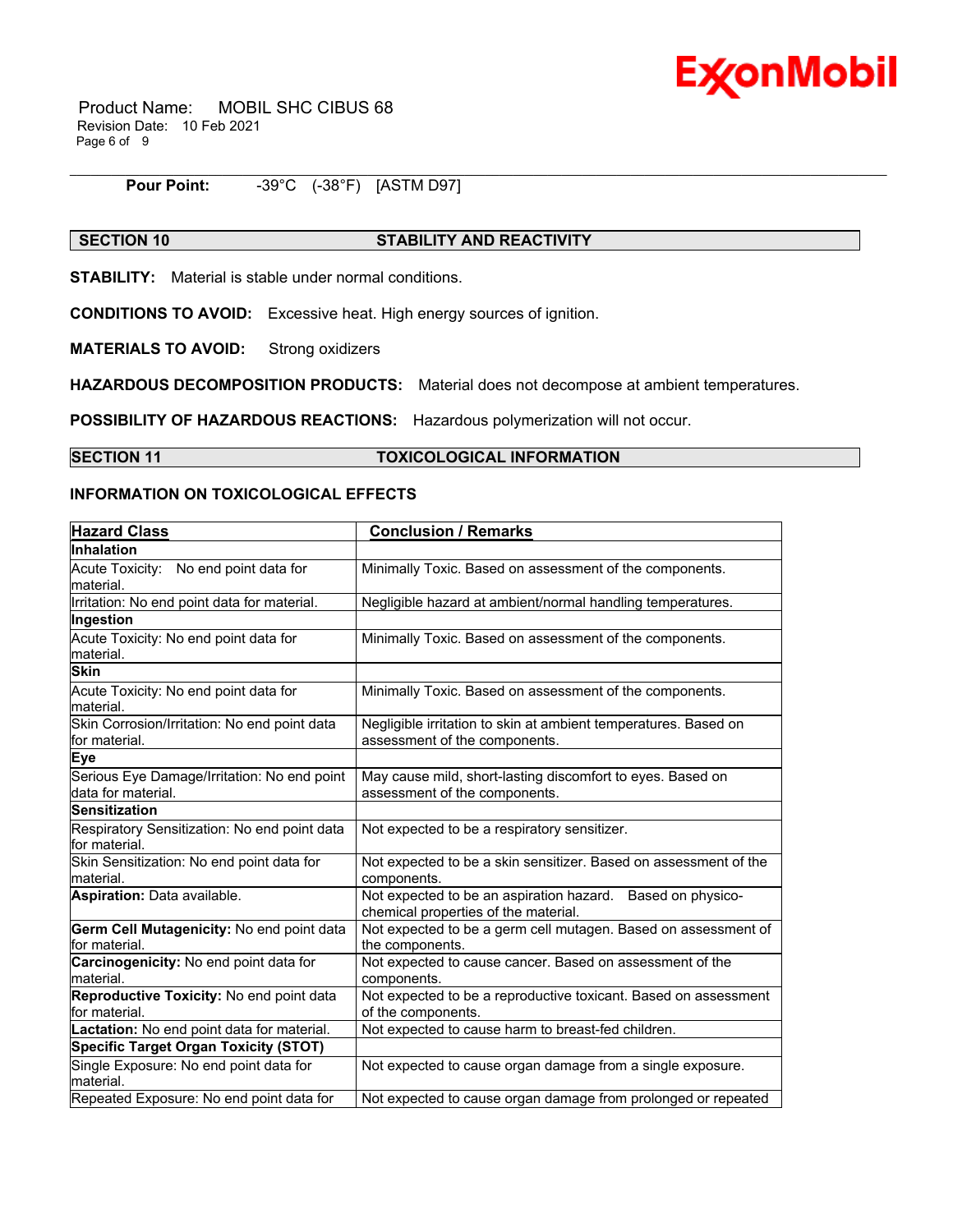**Pour Point:** -39°C (-38°F) [ASTM D97]

## SECTION 10 STABILITY AND REACTIVITY

**STABILITY:** Material is stable under normal conditions.

**CONDITIONS TO AVOID:** Excessive heat. High energy sources of ignition.

**MATERIALS TO AVOID:** Strong oxidizers

**HAZARDOUS DECOMPOSITION PRODUCTS:** Material does not decompose at ambient temperatures.

**POSSIBILITY OF HAZARDOUS REACTIONS:** Hazardous polymerization will not occur.

## SECTION 11 TOXICOLOGICAL INFORMATION

### INFORMATION ON TOXICOLOGICAL EFFECTS

| Hazard Class | Conclusion / Remarks |
|---|---|
| **Inhalation** | |
| Acute Toxicity: No end point data for material. | Minimally Toxic. Based on assessment of the components. |
| Irritation: No end point data for material. | Negligible hazard at ambient/normal handling temperatures. |
| **Ingestion** | |
| Acute Toxicity: No end point data for material. | Minimally Toxic. Based on assessment of the components. |
| **Skin** | |
| Acute Toxicity: No end point data for material. | Minimally Toxic. Based on assessment of the components. |
| Skin Corrosion/Irritation: No end point data for material. | Negligible irritation to skin at ambient temperatures. Based on assessment of the components. |
| **Eye** | |
| Serious Eye Damage/Irritation: No end point data for material. | May cause mild, short-lasting discomfort to eyes. Based on assessment of the components. |
| **Sensitization** | |
| Respiratory Sensitization: No end point data for material. | Not expected to be a respiratory sensitizer. |
| Skin Sensitization: No end point data for material. | Not expected to be a skin sensitizer. Based on assessment of the components. |
| **Aspiration:** Data available. | Not expected to be an aspiration hazard. Based on physico-chemical properties of the material. |
| **Germ Cell Mutagenicity:** No end point data for material. | Not expected to be a germ cell mutagen. Based on assessment of the components. |
| **Carcinogenicity:** No end point data for material. | Not expected to cause cancer. Based on assessment of the components. |
| **Reproductive Toxicity:** No end point data for material. | Not expected to be a reproductive toxicant. Based on assessment of the components. |
| **Lactation:** No end point data for material. | Not expected to cause harm to breast-fed children. |
| **Specific Target Organ Toxicity (STOT)** | |
| Single Exposure: No end point data for material. | Not expected to cause organ damage from a single exposure. |
| Repeated Exposure: No end point data for | Not expected to cause organ damage from prolonged or repeated |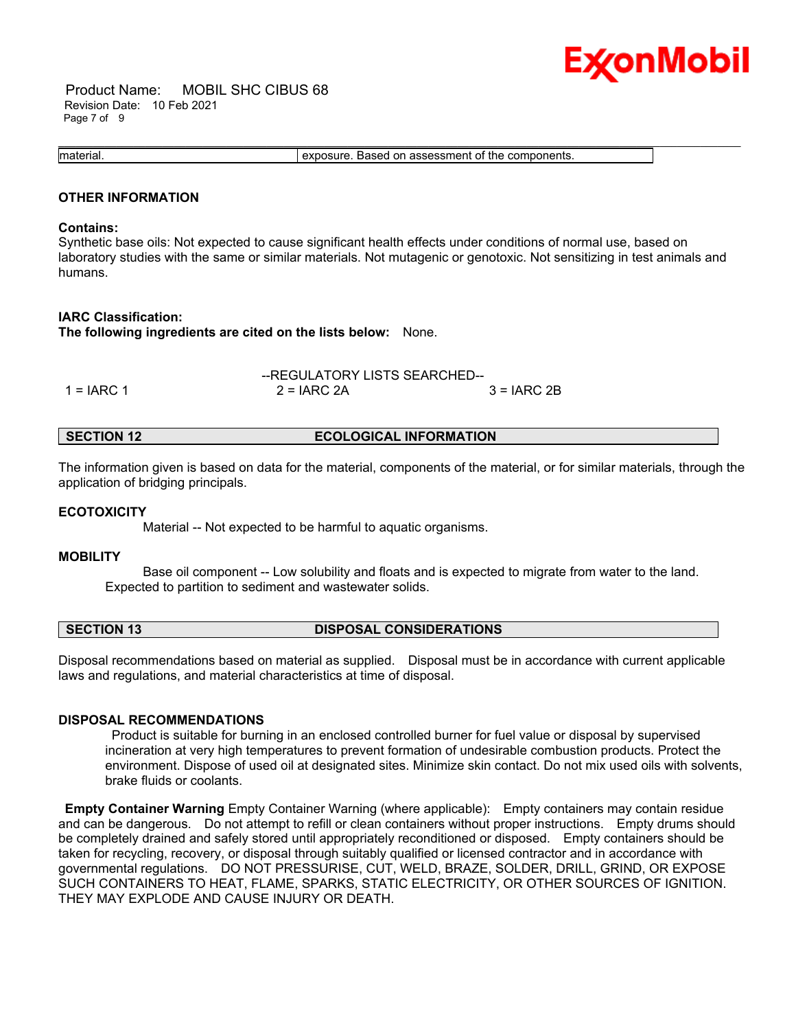| material. | exposure. Based on assessment of the components. |
|---|---|

### OTHER INFORMATION

**Contains:**
Synthetic base oils: Not expected to cause significant health effects under conditions of normal use, based on laboratory studies with the same or similar materials. Not mutagenic or genotoxic. Not sensitizing in test animals and humans.

**IARC Classification:**
**The following ingredients are cited on the lists below:** None.

--REGULATORY LISTS SEARCHED--

| 1 = IARC 1 | 2 = IARC 2A | 3 = IARC 2B |
|---|---|---|

## SECTION 12 ECOLOGICAL INFORMATION

The information given is based on data for the material, components of the material, or for similar materials, through the application of bridging principals.

### ECOTOXICITY

Material -- Not expected to be harmful to aquatic organisms.

### MOBILITY

Base oil component -- Low solubility and floats and is expected to migrate from water to the land. Expected to partition to sediment and wastewater solids.

## SECTION 13 DISPOSAL CONSIDERATIONS

Disposal recommendations based on material as supplied. Disposal must be in accordance with current applicable laws and regulations, and material characteristics at time of disposal.

### DISPOSAL RECOMMENDATIONS

Product is suitable for burning in an enclosed controlled burner for fuel value or disposal by supervised incineration at very high temperatures to prevent formation of undesirable combustion products. Protect the environment. Dispose of used oil at designated sites. Minimize skin contact. Do not mix used oils with solvents, brake fluids or coolants.

**Empty Container Warning** Empty Container Warning (where applicable): Empty containers may contain residue and can be dangerous. Do not attempt to refill or clean containers without proper instructions. Empty drums should be completely drained and safely stored until appropriately reconditioned or disposed. Empty containers should be taken for recycling, recovery, or disposal through suitably qualified or licensed contractor and in accordance with governmental regulations. DO NOT PRESSURISE, CUT, WELD, BRAZE, SOLDER, DRILL, GRIND, OR EXPOSE SUCH CONTAINERS TO HEAT, FLAME, SPARKS, STATIC ELECTRICITY, OR OTHER SOURCES OF IGNITION. THEY MAY EXPLODE AND CAUSE INJURY OR DEATH.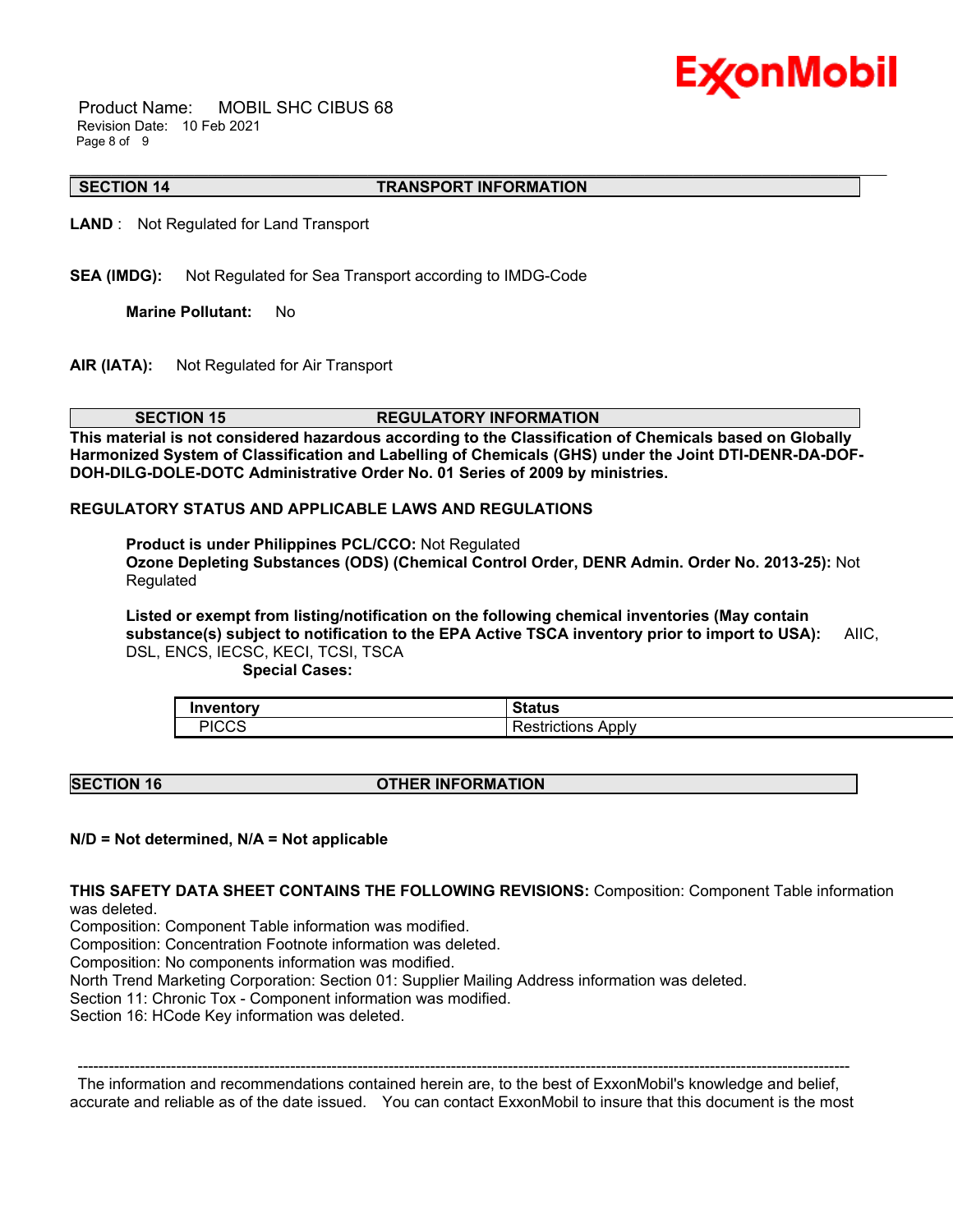## SECTION 14 TRANSPORT INFORMATION

**LAND** : Not Regulated for Land Transport

**SEA (IMDG):** Not Regulated for Sea Transport according to IMDG-Code

**Marine Pollutant:** No

**AIR (IATA):** Not Regulated for Air Transport

## SECTION 15 REGULATORY INFORMATION

**This material is not considered hazardous according to the Classification of Chemicals based on Globally Harmonized System of Classification and Labelling of Chemicals (GHS) under the Joint DTI-DENR-DA-DOF-DOH-DILG-DOLE-DOTC Administrative Order No. 01 Series of 2009 by ministries.**

**REGULATORY STATUS AND APPLICABLE LAWS AND REGULATIONS**

**Product is under Philippines PCL/CCO:** Not Regulated
**Ozone Depleting Substances (ODS) (Chemical Control Order, DENR Admin. Order No. 2013-25):** Not Regulated

**Listed or exempt from listing/notification on the following chemical inventories (May contain substance(s) subject to notification to the EPA Active TSCA inventory prior to import to USA):** AIIC, DSL, ENCS, IECSC, KECI, TCSI, TSCA

**Special Cases:**

| Inventory | Status |
|---|---|
| PICCS | Restrictions Apply |

## SECTION 16 OTHER INFORMATION

**N/D = Not determined, N/A = Not applicable**

**THIS SAFETY DATA SHEET CONTAINS THE FOLLOWING REVISIONS:** Composition: Component Table information was deleted.
Composition: Component Table information was modified.
Composition: Concentration Footnote information was deleted.
Composition: No components information was modified.
North Trend Marketing Corporation: Section 01: Supplier Mailing Address information was deleted.
Section 11: Chronic Tox - Component information was modified.
Section 16: HCode Key information was deleted.

-----------------------------------------------------------------------------------------------------------------------------------------------------

The information and recommendations contained herein are, to the best of ExxonMobil's knowledge and belief, accurate and reliable as of the date issued. You can contact ExxonMobil to insure that this document is the most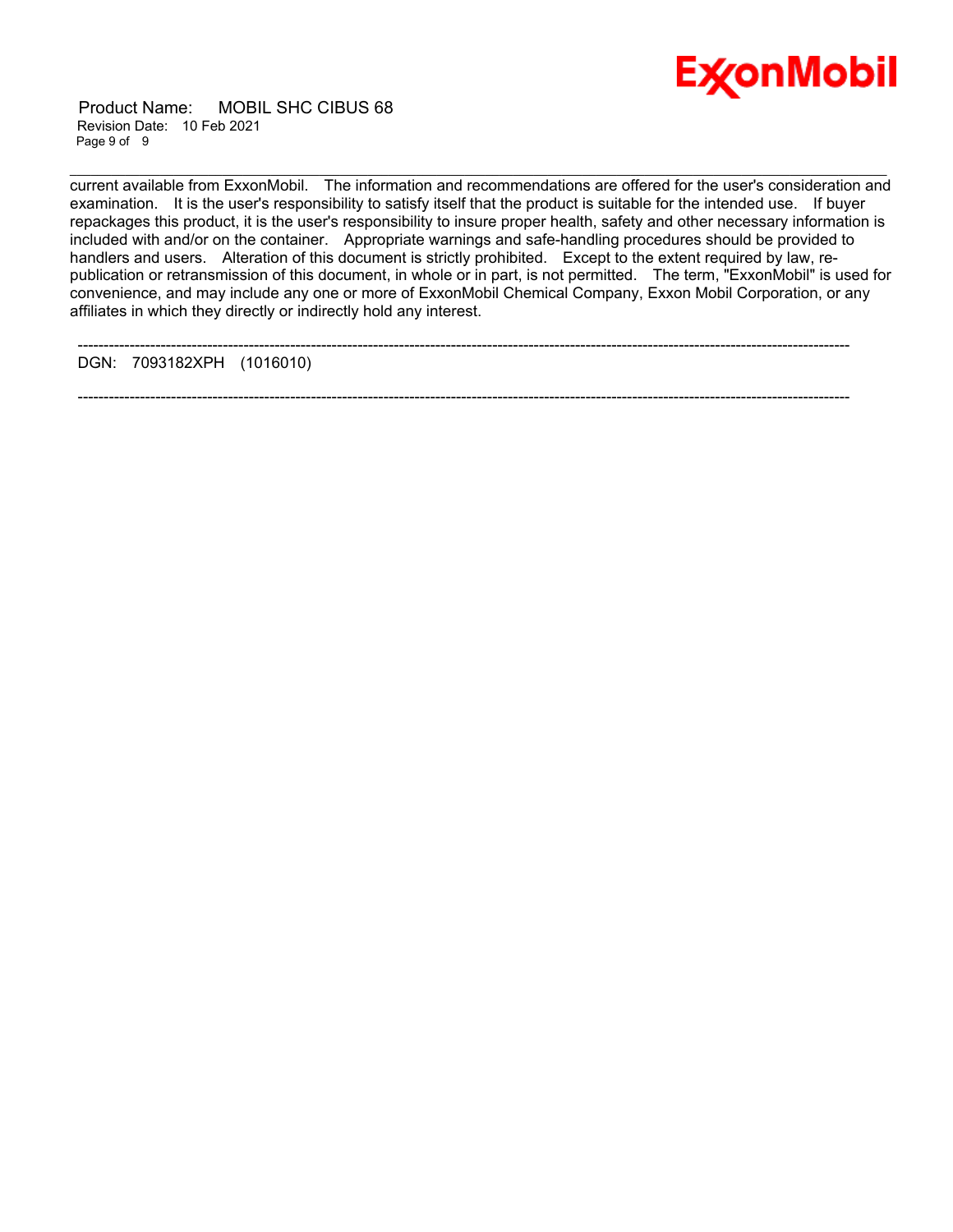current available from ExxonMobil. The information and recommendations are offered for the user's consideration and examination. It is the user's responsibility to satisfy itself that the product is suitable for the intended use. If buyer repackages this product, it is the user's responsibility to insure proper health, safety and other necessary information is included with and/or on the container. Appropriate warnings and safe-handling procedures should be provided to handlers and users. Alteration of this document is strictly prohibited. Except to the extent required by law, re-publication or retransmission of this document, in whole or in part, is not permitted. The term, "ExxonMobil" is used for convenience, and may include any one or more of ExxonMobil Chemical Company, Exxon Mobil Corporation, or any affiliates in which they directly or indirectly hold any interest.

---

DGN: 7093182XPH (1016010)

---